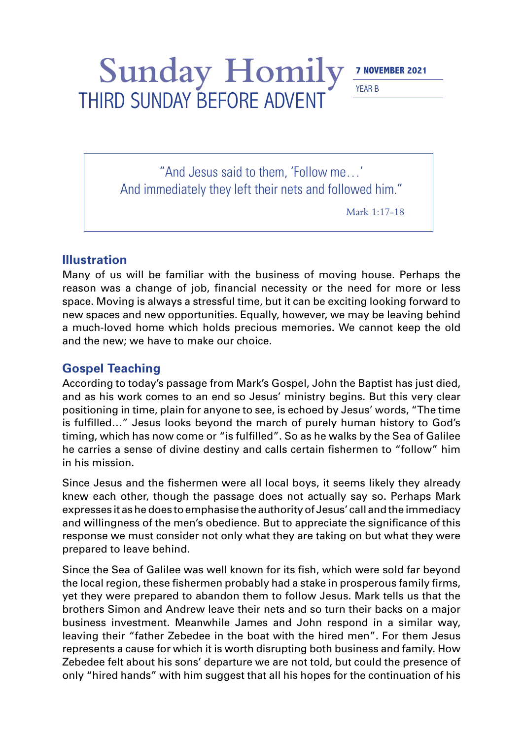# Sunday Homily

## THIRD SUNDAY BEFORE ADVENT

**7 NOVEMBER 2021**

YEAR B

> "And Jesus said to them, 'Follow me…'
> And immediately they left their nets and followed him."
>
> Mark 1:17-18

### Illustration

Many of us will be familiar with the business of moving house. Perhaps the reason was a change of job, financial necessity or the need for more or less space. Moving is always a stressful time, but it can be exciting looking forward to new spaces and new opportunities. Equally, however, we may be leaving behind a much-loved home which holds precious memories. We cannot keep the old and the new; we have to make our choice.

### Gospel Teaching

According to today's passage from Mark's Gospel, John the Baptist has just died, and as his work comes to an end so Jesus' ministry begins. But this very clear positioning in time, plain for anyone to see, is echoed by Jesus' words, "The time is fulfilled…" Jesus looks beyond the march of purely human history to God's timing, which has now come or "is fulfilled". So as he walks by the Sea of Galilee he carries a sense of divine destiny and calls certain fishermen to "follow" him in his mission.

Since Jesus and the fishermen were all local boys, it seems likely they already knew each other, though the passage does not actually say so. Perhaps Mark expresses it as he does to emphasise the authority of Jesus' call and the immediacy and willingness of the men's obedience. But to appreciate the significance of this response we must consider not only what they are taking on but what they were prepared to leave behind.

Since the Sea of Galilee was well known for its fish, which were sold far beyond the local region, these fishermen probably had a stake in prosperous family firms, yet they were prepared to abandon them to follow Jesus. Mark tells us that the brothers Simon and Andrew leave their nets and so turn their backs on a major business investment. Meanwhile James and John respond in a similar way, leaving their "father Zebedee in the boat with the hired men". For them Jesus represents a cause for which it is worth disrupting both business and family. How Zebedee felt about his sons' departure we are not told, but could the presence of only "hired hands" with him suggest that all his hopes for the continuation of his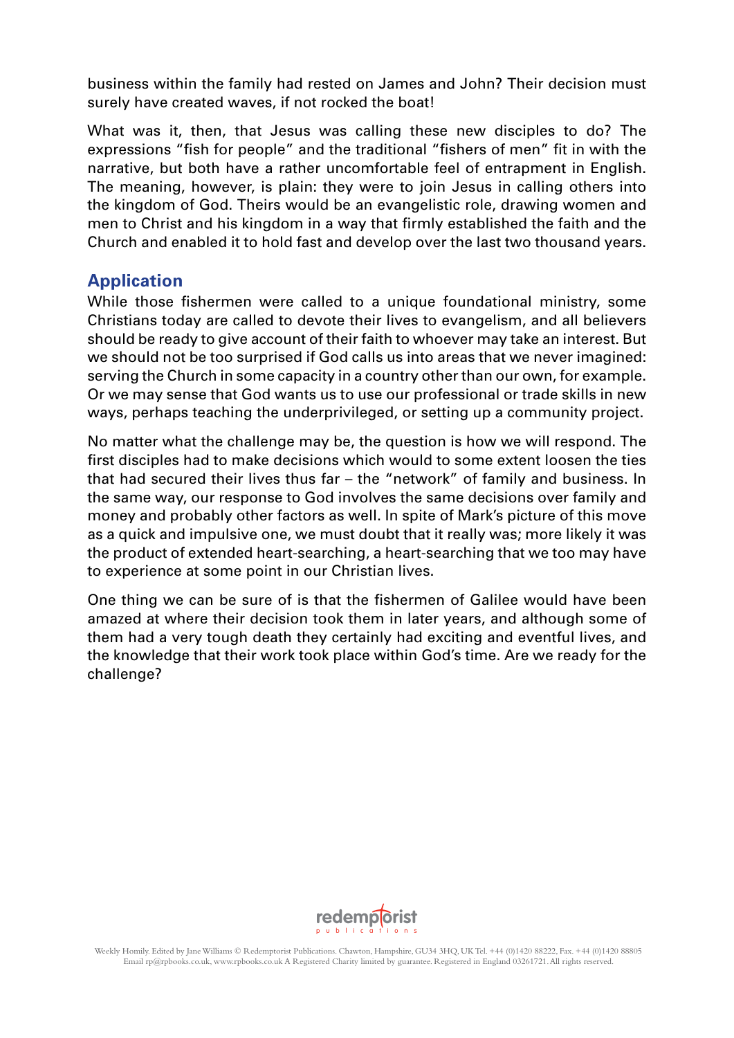business within the family had rested on James and John? Their decision must surely have created waves, if not rocked the boat!

What was it, then, that Jesus was calling these new disciples to do? The expressions "fish for people" and the traditional "fishers of men" fit in with the narrative, but both have a rather uncomfortable feel of entrapment in English. The meaning, however, is plain: they were to join Jesus in calling others into the kingdom of God. Theirs would be an evangelistic role, drawing women and men to Christ and his kingdom in a way that firmly established the faith and the Church and enabled it to hold fast and develop over the last two thousand years.

## Application

While those fishermen were called to a unique foundational ministry, some Christians today are called to devote their lives to evangelism, and all believers should be ready to give account of their faith to whoever may take an interest. But we should not be too surprised if God calls us into areas that we never imagined: serving the Church in some capacity in a country other than our own, for example. Or we may sense that God wants us to use our professional or trade skills in new ways, perhaps teaching the underprivileged, or setting up a community project.

No matter what the challenge may be, the question is how we will respond. The first disciples had to make decisions which would to some extent loosen the ties that had secured their lives thus far – the "network" of family and business. In the same way, our response to God involves the same decisions over family and money and probably other factors as well. In spite of Mark's picture of this move as a quick and impulsive one, we must doubt that it really was; more likely it was the product of extended heart-searching, a heart-searching that we too may have to experience at some point in our Christian lives.

One thing we can be sure of is that the fishermen of Galilee would have been amazed at where their decision took them in later years, and although some of them had a very tough death they certainly had exciting and eventful lives, and the knowledge that their work took place within God's time. Are we ready for the challenge?

redemptorist publications

Weekly Homily. Edited by Jane Williams © Redemptorist Publications. Chawton, Hampshire, GU34 3HQ, UK Tel. +44 (0)1420 88222, Fax. +44 (0)1420 88805 Email rp@rpbooks.co.uk, www.rpbooks.co.uk A Registered Charity limited by guarantee. Registered in England 03261721. All rights reserved.